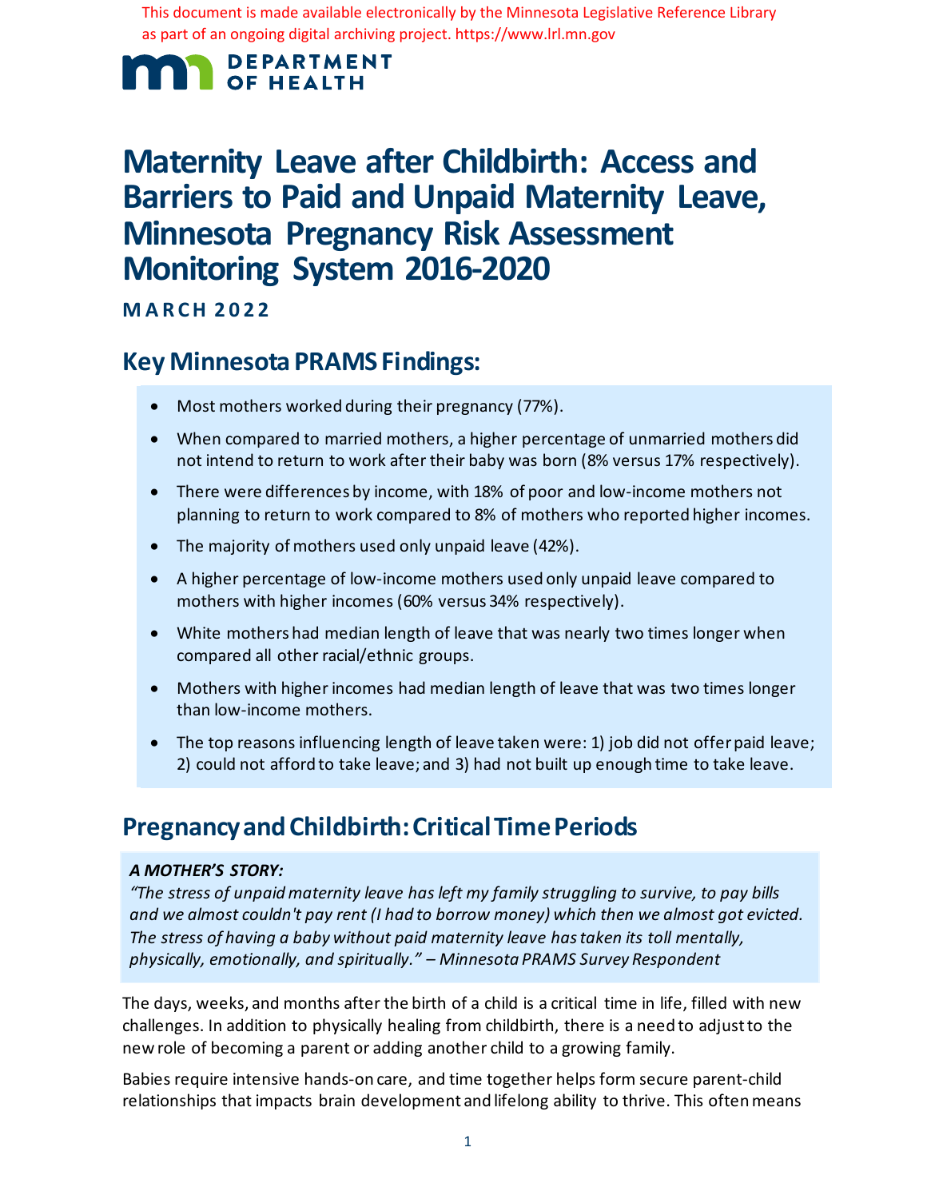This document is made available electronically by the Minnesota Legislative Reference Library as part of an ongoing digital archiving project. https://www.lrl.mn.gov

DEPARTMENT OF HEALTH

# Maternity Leave after Childbirth: Access and Barriers to Paid and Unpaid Maternity Leave, Minnesota Pregnancy Risk Assessment Monitoring System 2016-2020

**MARCH 2022**

## Key Minnesota PRAMS Findings:

- Most mothers worked during their pregnancy (77%).
- When compared to married mothers, a higher percentage of unmarried mothers did not intend to return to work after their baby was born (8% versus 17% respectively).
- There were differences by income, with 18% of poor and low-income mothers not planning to return to work compared to 8% of mothers who reported higher incomes.
- The majority of mothers used only unpaid leave (42%).
- A higher percentage of low-income mothers used only unpaid leave compared to mothers with higher incomes (60% versus 34% respectively).
- White mothers had median length of leave that was nearly two times longer when compared all other racial/ethnic groups.
- Mothers with higher incomes had median length of leave that was two times longer than low-income mothers.
- The top reasons influencing length of leave taken were: 1) job did not offer paid leave; 2) could not afford to take leave; and 3) had not built up enough time to take leave.

## Pregnancy and Childbirth: Critical Time Periods

***A MOTHER'S STORY:***
*"The stress of unpaid maternity leave has left my family struggling to survive, to pay bills and we almost couldn't pay rent (I had to borrow money) which then we almost got evicted. The stress of having a baby without paid maternity leave has taken its toll mentally, physically, emotionally, and spiritually." – Minnesota PRAMS Survey Respondent*

The days, weeks, and months after the birth of a child is a critical time in life, filled with new challenges. In addition to physically healing from childbirth, there is a need to adjust to the new role of becoming a parent or adding another child to a growing family.

Babies require intensive hands-on care, and time together helps form secure parent-child relationships that impacts brain development and lifelong ability to thrive. This often means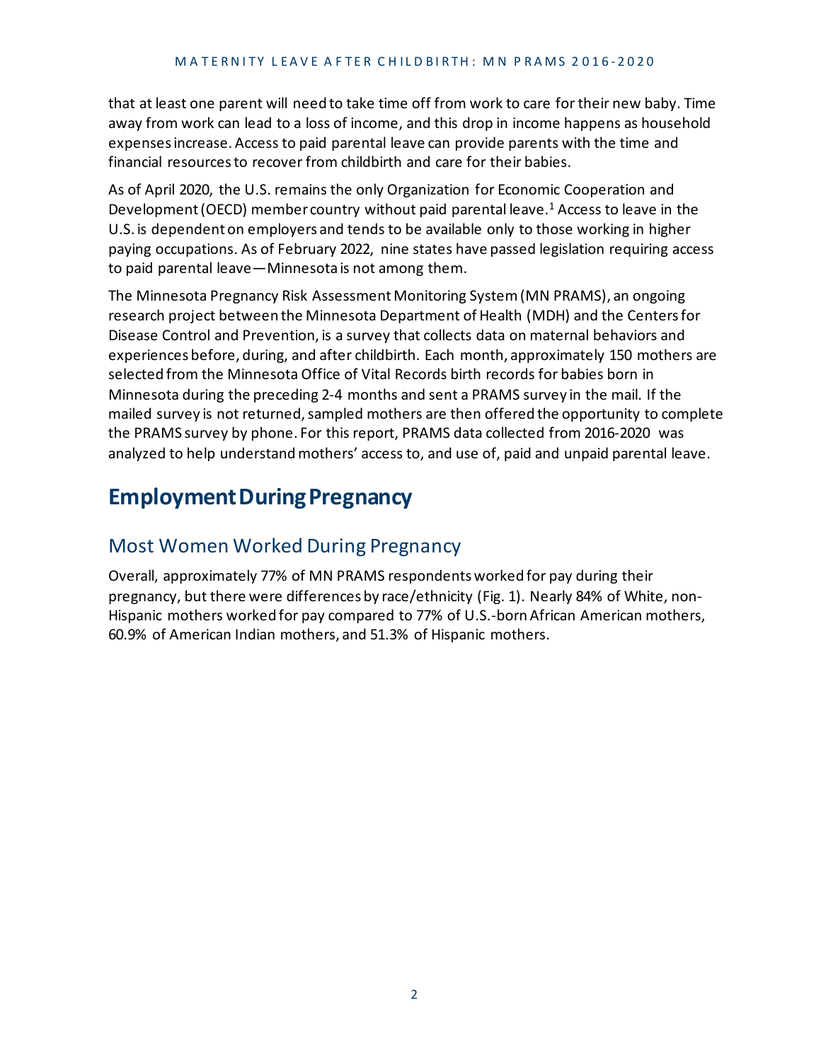that at least one parent will need to take time off from work to care for their new baby. Time away from work can lead to a loss of income, and this drop in income happens as household expenses increase. Access to paid parental leave can provide parents with the time and financial resources to recover from childbirth and care for their babies.

As of April 2020, the U.S. remains the only Organization for Economic Cooperation and Development (OECD) member country without paid parental leave.[1] Access to leave in the U.S. is dependent on employers and tends to be available only to those working in higher paying occupations. As of February 2022, nine states have passed legislation requiring access to paid parental leave—Minnesota is not among them.

The Minnesota Pregnancy Risk Assessment Monitoring System (MN PRAMS), an ongoing research project between the Minnesota Department of Health (MDH) and the Centers for Disease Control and Prevention, is a survey that collects data on maternal behaviors and experiences before, during, and after childbirth. Each month, approximately 150 mothers are selected from the Minnesota Office of Vital Records birth records for babies born in Minnesota during the preceding 2-4 months and sent a PRAMS survey in the mail. If the mailed survey is not returned, sampled mothers are then offered the opportunity to complete the PRAMS survey by phone. For this report, PRAMS data collected from 2016-2020 was analyzed to help understand mothers' access to, and use of, paid and unpaid parental leave.

# Employment During Pregnancy

## Most Women Worked During Pregnancy

Overall, approximately 77% of MN PRAMS respondents worked for pay during their pregnancy, but there were differences by race/ethnicity (Fig. 1). Nearly 84% of White, non-Hispanic mothers worked for pay compared to 77% of U.S.-born African American mothers, 60.9% of American Indian mothers, and 51.3% of Hispanic mothers.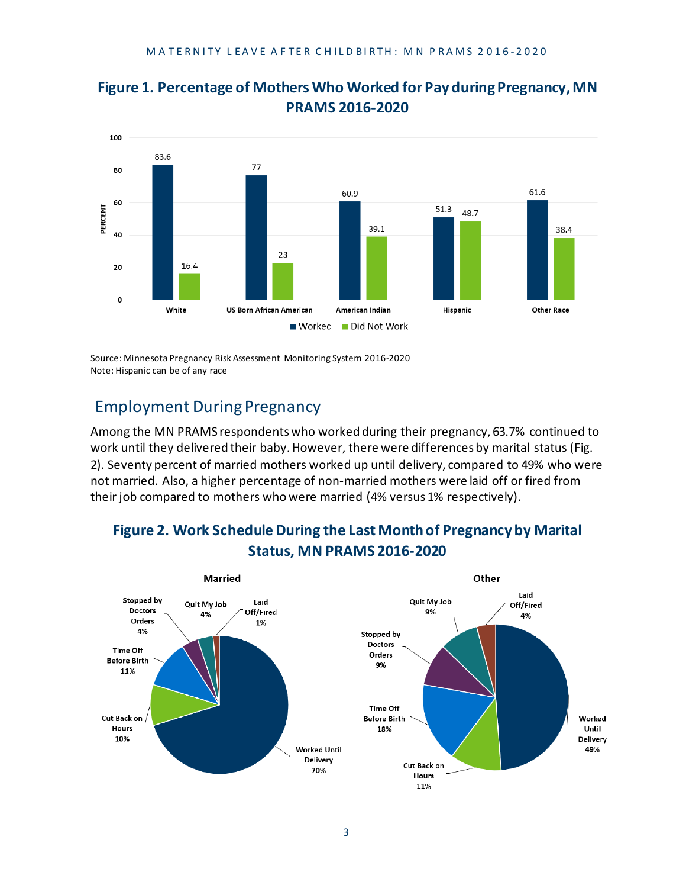## Figure 1. Percentage of Mothers Who Worked for Pay during Pregnancy, MN PRAMS 2016-2020

| | Worked | Did Not Work |
|---|---|---|
| White | 83.6 | 16.4 |
| US Born African American | 77 | 23 |
| American Indian | 60.9 | 39.1 |
| Hispanic | 51.3 | 48.7 |
| Other Race | 61.6 | 38.4 |

Source: Minnesota Pregnancy Risk Assessment Monitoring System 2016-2020
Note: Hispanic can be of any race

## Employment During Pregnancy

Among the MN PRAMS respondents who worked during their pregnancy, 63.7% continued to work until they delivered their baby. However, there were differences by marital status (Fig. 2). Seventy percent of married mothers worked up until delivery, compared to 49% who were not married. Also, a higher percentage of non-married mothers were laid off or fired from their job compared to mothers who were married (4% versus 1% respectively).

## Figure 2. Work Schedule During the Last Month of Pregnancy by Marital Status, MN PRAMS 2016-2020

| | Married | Other |
|---|---|---|
| Worked Until Delivery | 70% | 49% |
| Cut Back on Hours | 10% | 11% |
| Time Off Before Birth | 11% | 18% |
| Stopped by Doctors Orders | 4% | 9% |
| Quit My Job | 4% | 9% |
| Laid Off/Fired | 1% | 4% |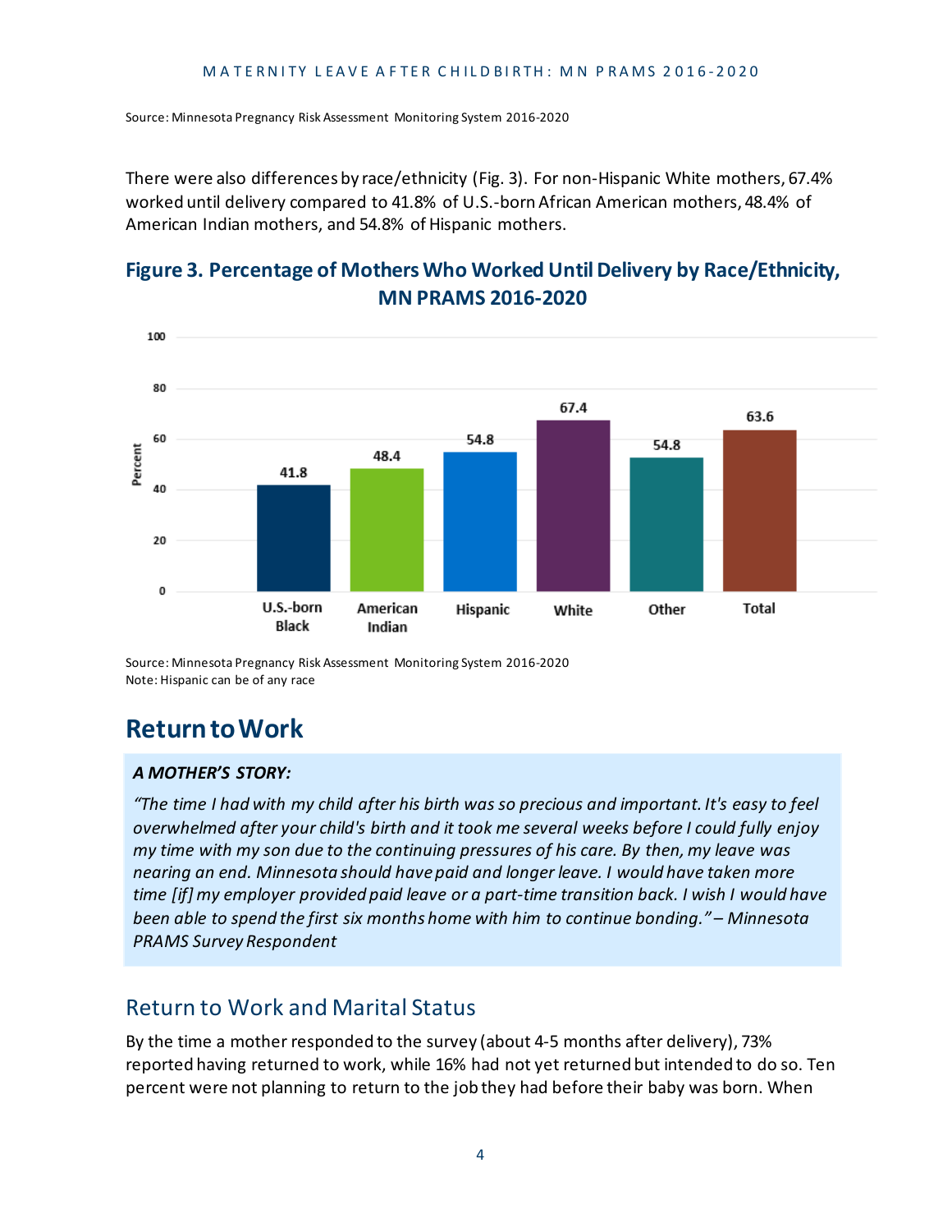Source: Minnesota Pregnancy Risk Assessment Monitoring System 2016-2020

There were also differences by race/ethnicity (Fig. 3). For non-Hispanic White mothers, 67.4% worked until delivery compared to 41.8% of U.S.-born African American mothers, 48.4% of American Indian mothers, and 54.8% of Hispanic mothers.

### Figure 3. Percentage of Mothers Who Worked Until Delivery by Race/Ethnicity, MN PRAMS 2016-2020

| Race/Ethnicity | Percent |
| --- | --- |
| U.S.-born Black | 41.8 |
| American Indian | 48.4 |
| Hispanic | 54.8 |
| White | 67.4 |
| Other | 54.8 |
| Total | 63.6 |

Source: Minnesota Pregnancy Risk Assessment Monitoring System 2016-2020
Note: Hispanic can be of any race

# Return to Work

***A MOTHER'S STORY:***

*"The time I had with my child after his birth was so precious and important. It's easy to feel overwhelmed after your child's birth and it took me several weeks before I could fully enjoy my time with my son due to the continuing pressures of his care. By then, my leave was nearing an end. Minnesota should have paid and longer leave. I would have taken more time [if] my employer provided paid leave or a part-time transition back. I wish I would have been able to spend the first six months home with him to continue bonding." – Minnesota PRAMS Survey Respondent*

## Return to Work and Marital Status

By the time a mother responded to the survey (about 4-5 months after delivery), 73% reported having returned to work, while 16% had not yet returned but intended to do so. Ten percent were not planning to return to the job they had before their baby was born. When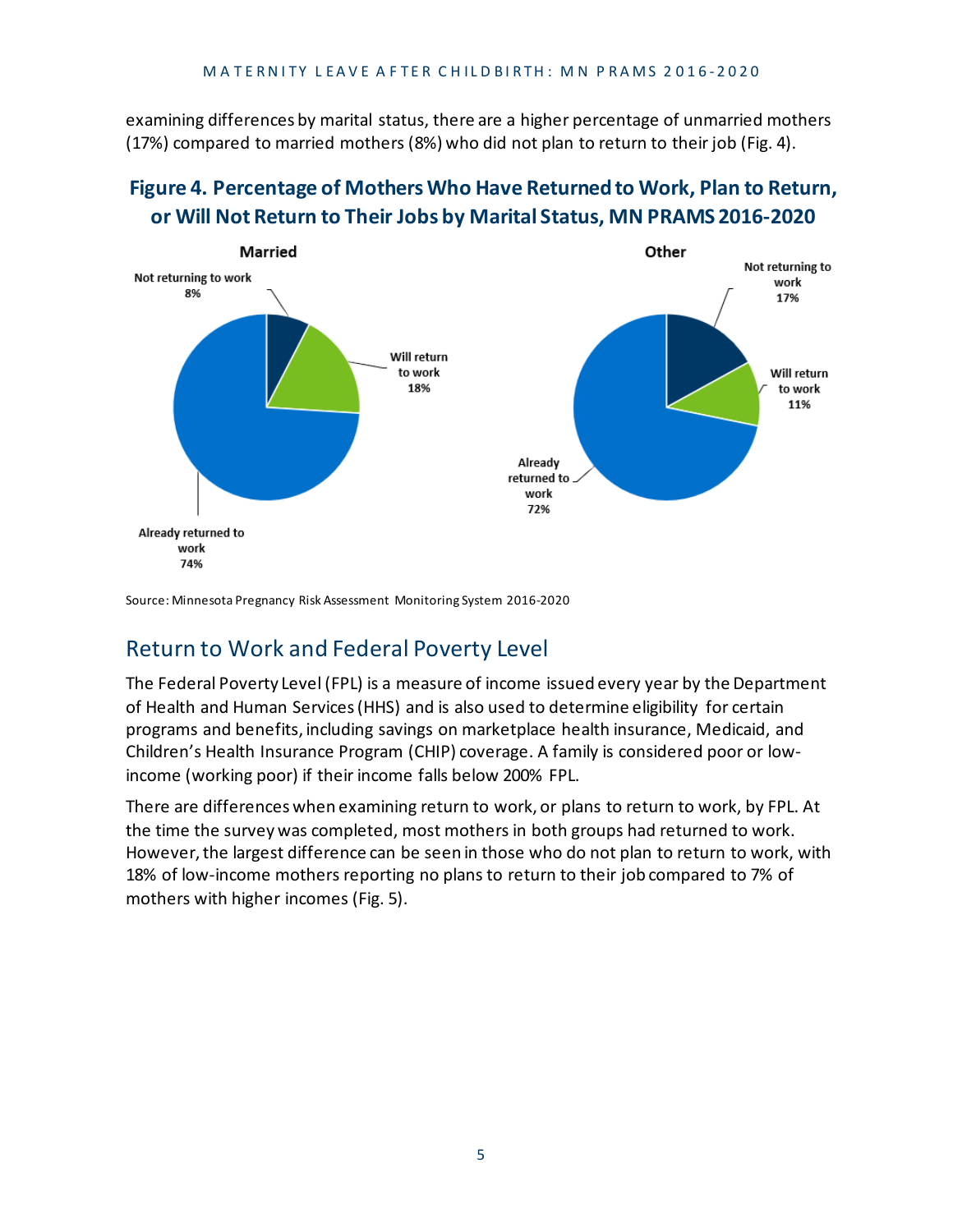examining differences by marital status, there are a higher percentage of unmarried mothers (17%) compared to married mothers (8%) who did not plan to return to their job (Fig. 4).

**Figure 4. Percentage of Mothers Who Have Returned to Work, Plan to Return, or Will Not Return to Their Jobs by Marital Status, MN PRAMS 2016-2020**

Married

Not returning to work 8%

Will return to work 18%

Already returned to work 74%

Other

Not returning to work 17%

Will return to work 11%

Already returned to work 72%

Source: Minnesota Pregnancy Risk Assessment Monitoring System 2016-2020

## Return to Work and Federal Poverty Level

The Federal Poverty Level (FPL) is a measure of income issued every year by the Department of Health and Human Services (HHS) and is also used to determine eligibility for certain programs and benefits, including savings on marketplace health insurance, Medicaid, and Children's Health Insurance Program (CHIP) coverage. A family is considered poor or low-income (working poor) if their income falls below 200% FPL.

There are differences when examining return to work, or plans to return to work, by FPL. At the time the survey was completed, most mothers in both groups had returned to work. However, the largest difference can be seen in those who do not plan to return to work, with 18% of low-income mothers reporting no plans to return to their job compared to 7% of mothers with higher incomes (Fig. 5).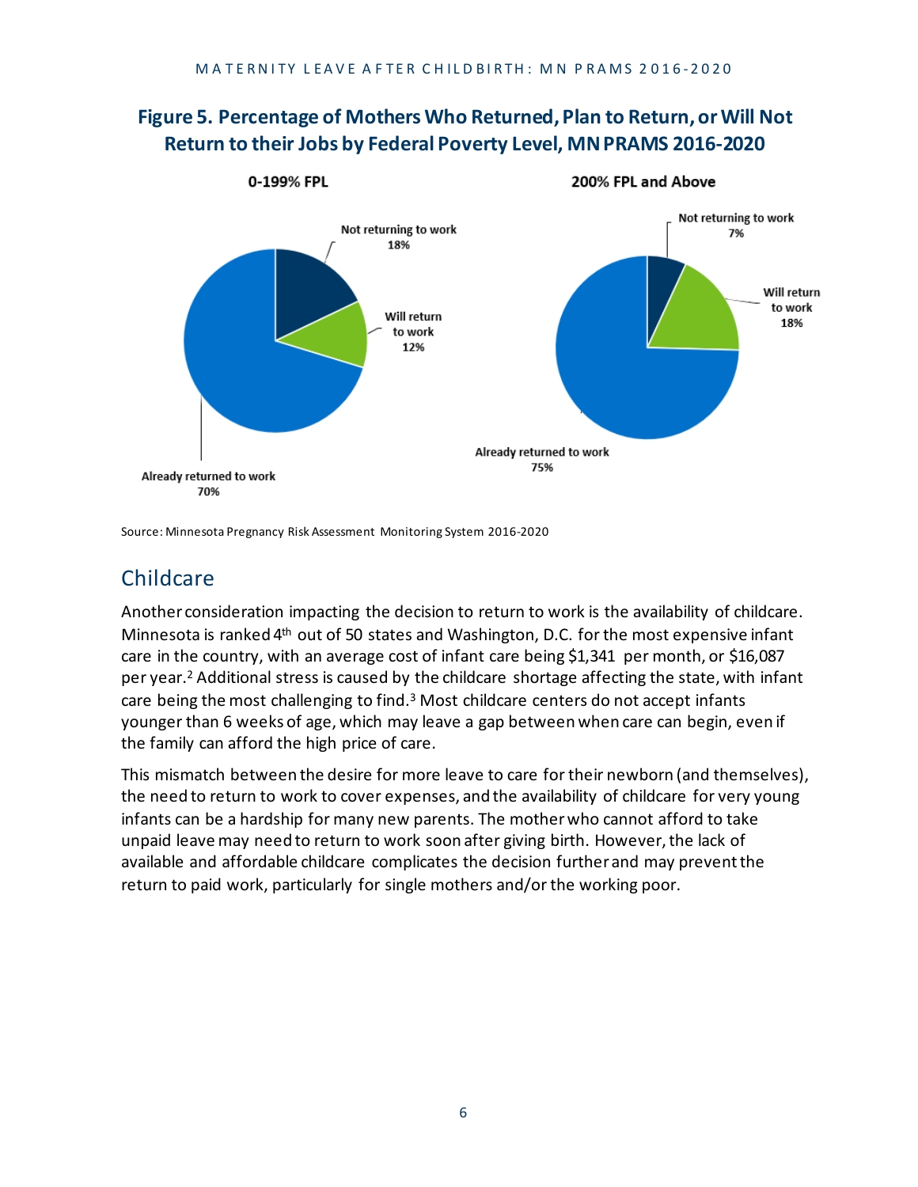## Figure 5. Percentage of Mothers Who Returned, Plan to Return, or Will Not Return to their Jobs by Federal Poverty Level, MN PRAMS 2016-2020

**0-199% FPL**

- Not returning to work 18%
- Will return to work 12%
- Already returned to work 70%

**200% FPL and Above**

- Not returning to work 7%
- Will return to work 18%
- Already returned to work 75%

Source: Minnesota Pregnancy Risk Assessment Monitoring System 2016-2020

## Childcare

Another consideration impacting the decision to return to work is the availability of childcare. Minnesota is ranked 4th out of 50 states and Washington, D.C. for the most expensive infant care in the country, with an average cost of infant care being $1,341 per month, or $16,087 per year.[2] Additional stress is caused by the childcare shortage affecting the state, with infant care being the most challenging to find.[3] Most childcare centers do not accept infants younger than 6 weeks of age, which may leave a gap between when care can begin, even if the family can afford the high price of care.

This mismatch between the desire for more leave to care for their newborn (and themselves), the need to return to work to cover expenses, and the availability of childcare for very young infants can be a hardship for many new parents. The mother who cannot afford to take unpaid leave may need to return to work soon after giving birth. However, the lack of available and affordable childcare complicates the decision further and may prevent the return to paid work, particularly for single mothers and/or the working poor.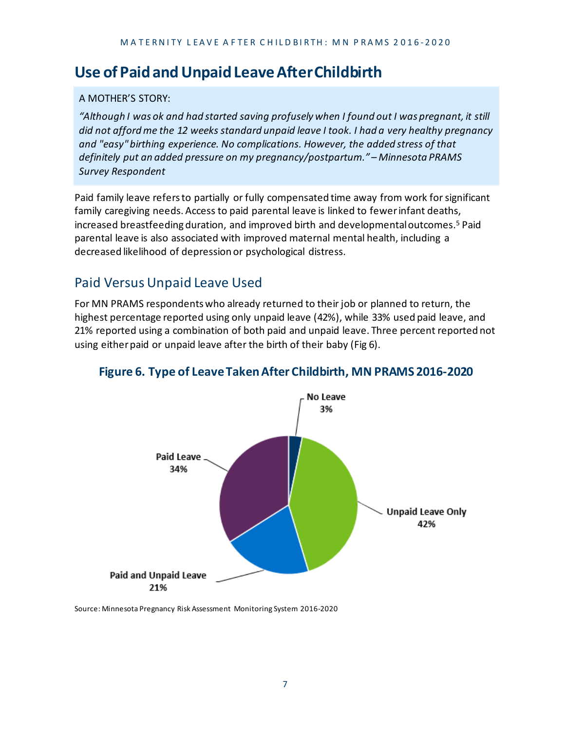# Use of Paid and Unpaid Leave After Childbirth

A MOTHER'S STORY:

*"Although I was ok and had started saving profusely when I found out I was pregnant, it still did not afford me the 12 weeks standard unpaid leave I took. I had a very healthy pregnancy and "easy" birthing experience. No complications. However, the added stress of that definitely put an added pressure on my pregnancy/postpartum." – Minnesota PRAMS Survey Respondent*

Paid family leave refers to partially or fully compensated time away from work for significant family caregiving needs. Access to paid parental leave is linked to fewer infant deaths, increased breastfeeding duration, and improved birth and developmental outcomes.[5] Paid parental leave is also associated with improved maternal mental health, including a decreased likelihood of depression or psychological distress.

## Paid Versus Unpaid Leave Used

For MN PRAMS respondents who already returned to their job or planned to return, the highest percentage reported using only unpaid leave (42%), while 33% used paid leave, and 21% reported using a combination of both paid and unpaid leave. Three percent reported not using either paid or unpaid leave after the birth of their baby (Fig 6).

### Figure 6. Type of Leave Taken After Childbirth, MN PRAMS 2016-2020

| Type of Leave | Percent |
| --- | --- |
| No Leave | 3% |
| Unpaid Leave Only | 42% |
| Paid and Unpaid Leave | 21% |
| Paid Leave | 34% |

Source: Minnesota Pregnancy Risk Assessment Monitoring System 2016-2020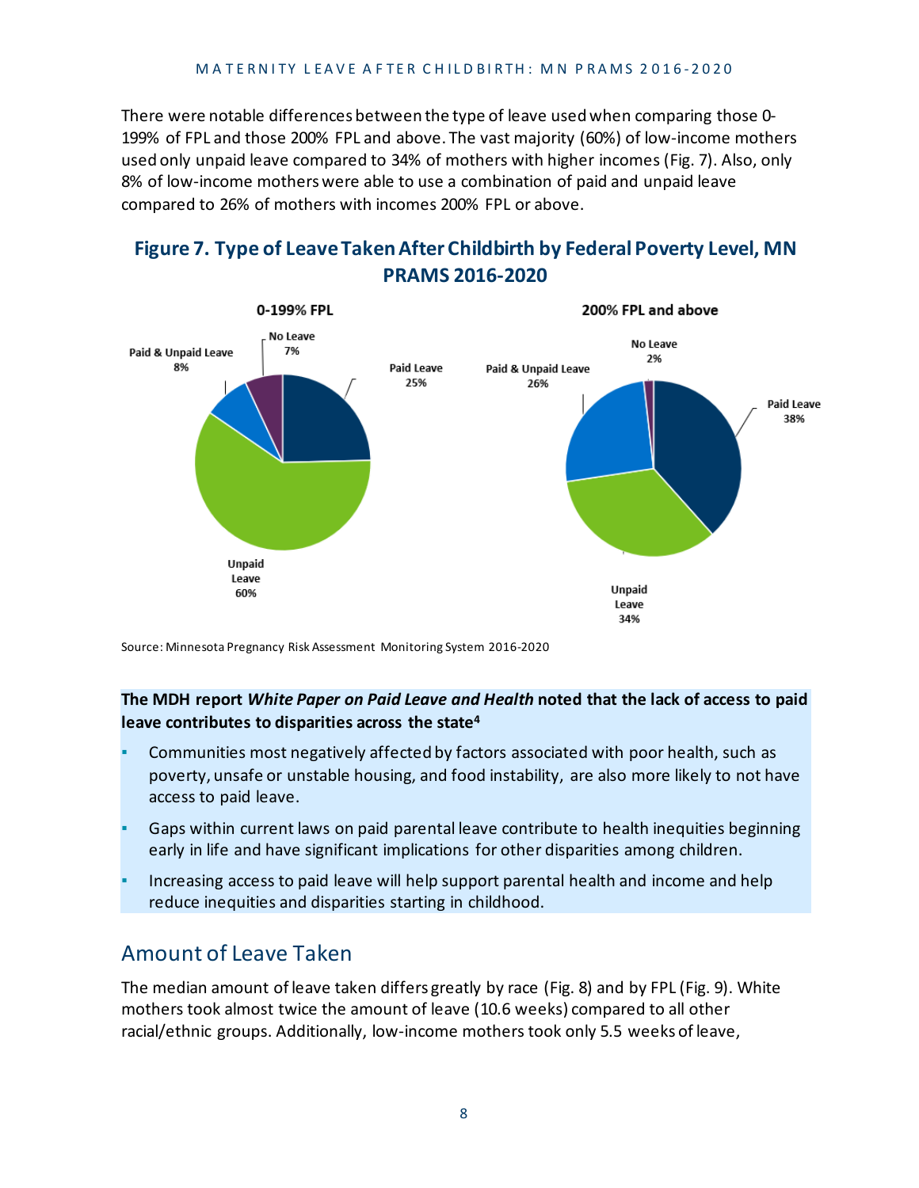There were notable differences between the type of leave used when comparing those 0-199% of FPL and those 200% FPL and above. The vast majority (60%) of low-income mothers used only unpaid leave compared to 34% of mothers with higher incomes (Fig. 7). Also, only 8% of low-income mothers were able to use a combination of paid and unpaid leave compared to 26% of mothers with incomes 200% FPL or above.

### Figure 7. Type of Leave Taken After Childbirth by Federal Poverty Level, MN PRAMS 2016-2020

**0-199% FPL**

- No Leave 7%
- Paid Leave 25%
- Unpaid Leave 60%
- Paid & Unpaid Leave 8%

**200% FPL and above**

- No Leave 2%
- Paid Leave 38%
- Unpaid Leave 34%
- Paid & Unpaid Leave 26%

Source: Minnesota Pregnancy Risk Assessment Monitoring System 2016-2020

**The MDH report *White Paper on Paid Leave and Health* noted that the lack of access to paid leave contributes to disparities across the state[4]**

- Communities most negatively affected by factors associated with poor health, such as poverty, unsafe or unstable housing, and food instability, are also more likely to not have access to paid leave.
- Gaps within current laws on paid parental leave contribute to health inequities beginning early in life and have significant implications for other disparities among children.
- Increasing access to paid leave will help support parental health and income and help reduce inequities and disparities starting in childhood.

## Amount of Leave Taken

The median amount of leave taken differs greatly by race (Fig. 8) and by FPL (Fig. 9). White mothers took almost twice the amount of leave (10.6 weeks) compared to all other racial/ethnic groups. Additionally, low-income mothers took only 5.5 weeks of leave,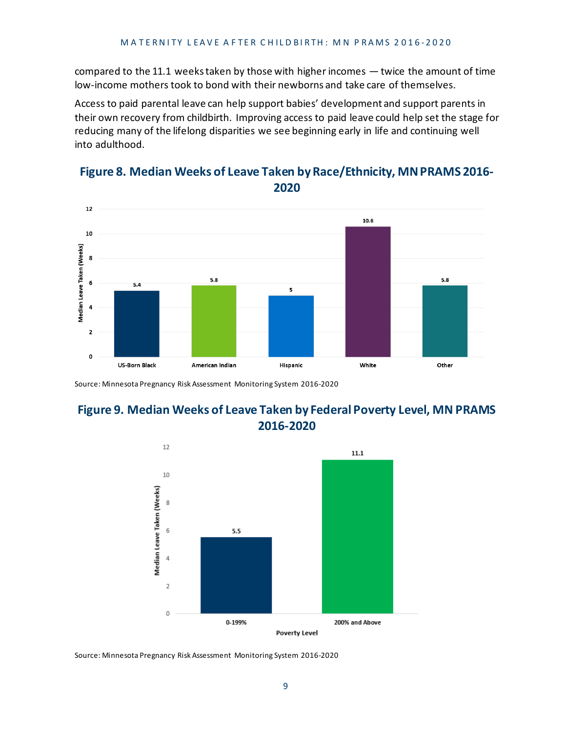compared to the 11.1 weeks taken by those with higher incomes — twice the amount of time low-income mothers took to bond with their newborns and take care of themselves.

Access to paid parental leave can help support babies' development and support parents in their own recovery from childbirth. Improving access to paid leave could help set the stage for reducing many of the lifelong disparities we see beginning early in life and continuing well into adulthood.

## Figure 8. Median Weeks of Leave Taken by Race/Ethnicity, MN PRAMS 2016-2020

| Race/Ethnicity | Median Leave Taken (Weeks) |
|---|---|
| US-Born Black | 5.4 |
| American Indian | 5.8 |
| Hispanic | 5 |
| White | 10.6 |
| Other | 5.8 |

Source: Minnesota Pregnancy Risk Assessment Monitoring System 2016-2020

## Figure 9. Median Weeks of Leave Taken by Federal Poverty Level, MN PRAMS 2016-2020

| Poverty Level | Median Leave Taken (Weeks) |
|---|---|
| 0-199% | 5.5 |
| 200% and Above | 11.1 |

Source: Minnesota Pregnancy Risk Assessment Monitoring System 2016-2020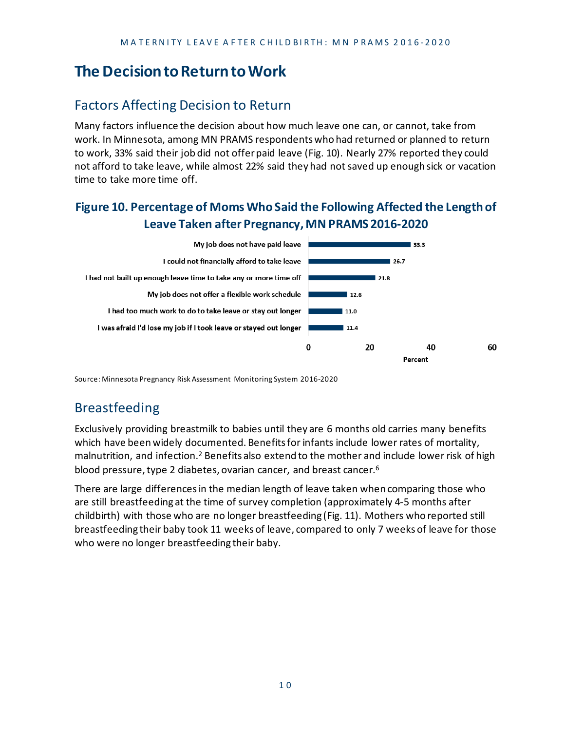# The Decision to Return to Work

## Factors Affecting Decision to Return

Many factors influence the decision about how much leave one can, or cannot, take from work. In Minnesota, among MN PRAMS respondents who had returned or planned to return to work, 33% said their job did not offer paid leave (Fig. 10). Nearly 27% reported they could not afford to take leave, while almost 22% said they had not saved up enough sick or vacation time to take more time off.

### Figure 10. Percentage of Moms Who Said the Following Affected the Length of Leave Taken after Pregnancy, MN PRAMS 2016-2020

| Reason | Percent |
|---|---|
| My job does not have paid leave | 33.3 |
| I could not financially afford to take leave | 26.7 |
| I had not built up enough leave time to take any or more time off | 21.8 |
| My job does not offer a flexible work schedule | 12.6 |
| I had too much work to do to take leave or stay out longer | 11.0 |
| I was afraid I'd lose my job if I took leave or stayed out longer | 11.4 |

Source: Minnesota Pregnancy Risk Assessment Monitoring System 2016-2020

## Breastfeeding

Exclusively providing breastmilk to babies until they are 6 months old carries many benefits which have been widely documented. Benefits for infants include lower rates of mortality, malnutrition, and infection.[2] Benefits also extend to the mother and include lower risk of high blood pressure, type 2 diabetes, ovarian cancer, and breast cancer.[6]

There are large differences in the median length of leave taken when comparing those who are still breastfeeding at the time of survey completion (approximately 4-5 months after childbirth) with those who are no longer breastfeeding (Fig. 11). Mothers who reported still breastfeeding their baby took 11 weeks of leave, compared to only 7 weeks of leave for those who were no longer breastfeeding their baby.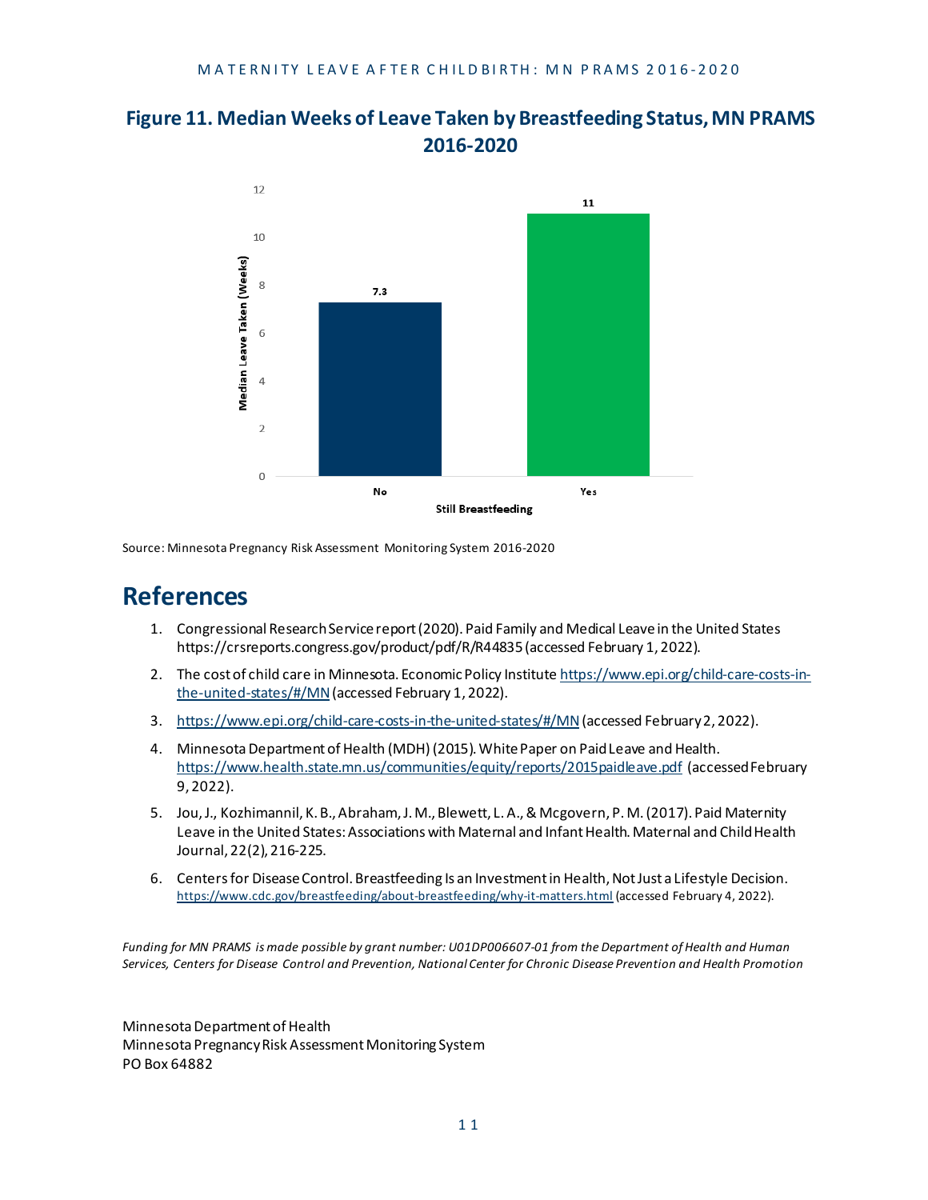## Figure 11. Median Weeks of Leave Taken by Breastfeeding Status, MN PRAMS 2016-2020

| Still Breastfeeding | Median Leave Taken (Weeks) |
|---|---|
| No | 7.3 |
| Yes | 11 |

Source: Minnesota Pregnancy Risk Assessment Monitoring System 2016-2020

# References

1. Congressional Research Service report (2020). Paid Family and Medical Leave in the United States https://crsreports.congress.gov/product/pdf/R/R44835 (accessed February 1, 2022).
2. The cost of child care in Minnesota. Economic Policy Institute https://www.epi.org/child-care-costs-in-the-united-states/#/MN (accessed February 1, 2022).
3. https://www.epi.org/child-care-costs-in-the-united-states/#/MN (accessed February 2, 2022).
4. Minnesota Department of Health (MDH) (2015). White Paper on Paid Leave and Health. https://www.health.state.mn.us/communities/equity/reports/2015paidleave.pdf (accessed February 9, 2022).
5. Jou, J., Kozhimannil, K. B., Abraham, J. M., Blewett, L. A., & Mcgovern, P. M. (2017). Paid Maternity Leave in the United States: Associations with Maternal and Infant Health. Maternal and Child Health Journal, 22(2), 216-225.
6. Centers for Disease Control. Breastfeeding Is an Investment in Health, Not Just a Lifestyle Decision. https://www.cdc.gov/breastfeeding/about-breastfeeding/why-it-matters.html (accessed February 4, 2022).

*Funding for MN PRAMS is made possible by grant number: U01DP006607-01 from the Department of Health and Human Services, Centers for Disease Control and Prevention, National Center for Chronic Disease Prevention and Health Promotion*

Minnesota Department of Health
Minnesota Pregnancy Risk Assessment Monitoring System
PO Box 64882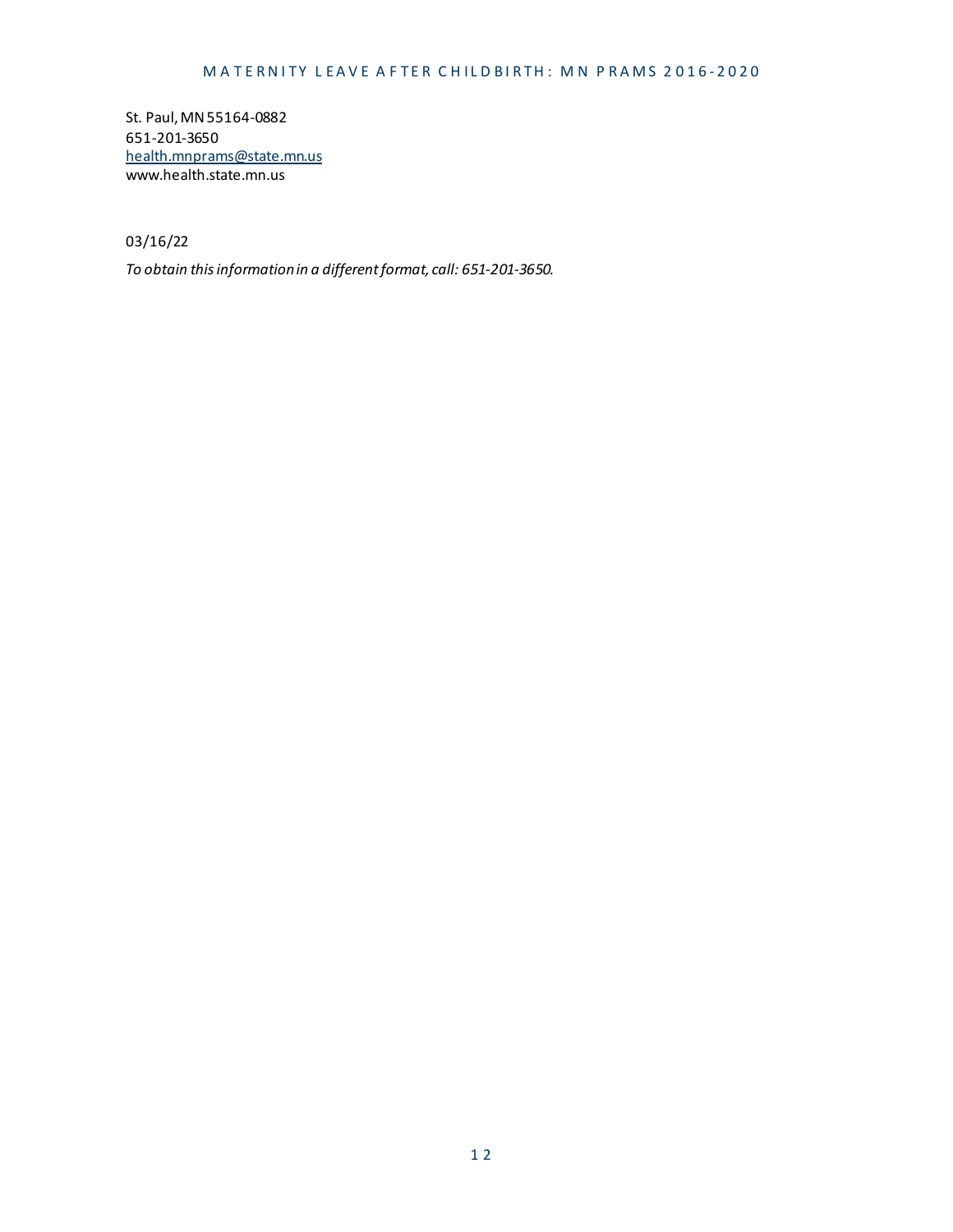St. Paul, MN 55164-0882
651-201-3650
health.mnprams@state.mn.us
www.health.state.mn.us

03/16/22

*To obtain this information in a different format, call: 651-201-3650.*